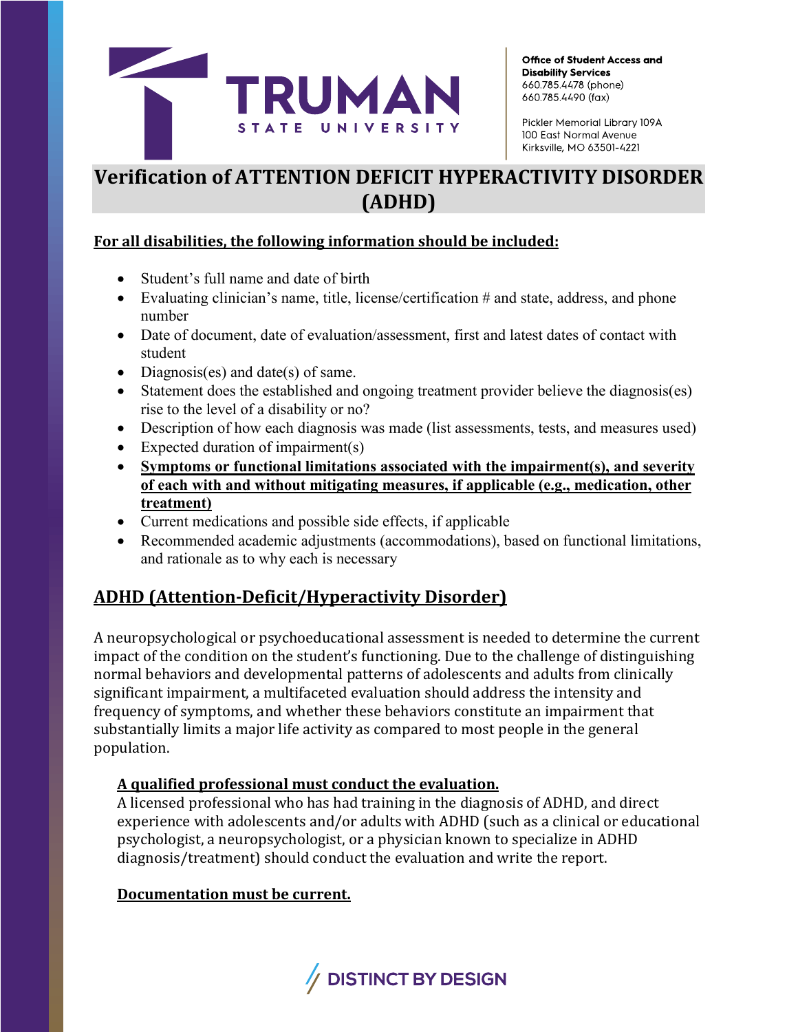Office of Student Access and Disability Services
660.785.4478 (phone)
660.785.4490 (fax)

Pickler Memorial Library 109A
100 East Normal Avenue
Kirksville, MO 63501-4221

# Verification of ATTENTION DEFICIT HYPERACTIVITY DISORDER (ADHD)

**For all disabilities, the following information should be included:**

- Student's full name and date of birth
- Evaluating clinician's name, title, license/certification # and state, address, and phone number
- Date of document, date of evaluation/assessment, first and latest dates of contact with student
- Diagnosis(es) and date(s) of same.
- Statement does the established and ongoing treatment provider believe the diagnosis(es) rise to the level of a disability or no?
- Description of how each diagnosis was made (list assessments, tests, and measures used)
- Expected duration of impairment(s)
- **Symptoms or functional limitations associated with the impairment(s), and severity of each with and without mitigating measures, if applicable (e.g., medication, other treatment)**
- Current medications and possible side effects, if applicable
- Recommended academic adjustments (accommodations), based on functional limitations, and rationale as to why each is necessary

## ADHD (Attention-Deficit/Hyperactivity Disorder)

A neuropsychological or psychoeducational assessment is needed to determine the current impact of the condition on the student's functioning. Due to the challenge of distinguishing normal behaviors and developmental patterns of adolescents and adults from clinically significant impairment, a multifaceted evaluation should address the intensity and frequency of symptoms, and whether these behaviors constitute an impairment that substantially limits a major life activity as compared to most people in the general population.

**A qualified professional must conduct the evaluation.**
A licensed professional who has had training in the diagnosis of ADHD, and direct experience with adolescents and/or adults with ADHD (such as a clinical or educational psychologist, a neuropsychologist, or a physician known to specialize in ADHD diagnosis/treatment) should conduct the evaluation and write the report.

**Documentation must be current.**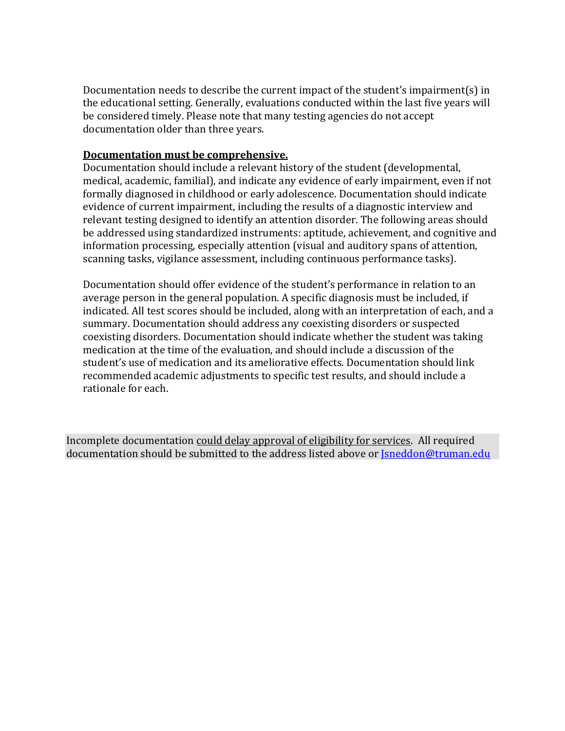Documentation needs to describe the current impact of the student's impairment(s) in the educational setting. Generally, evaluations conducted within the last five years will be considered timely. Please note that many testing agencies do not accept documentation older than three years.

**Documentation must be comprehensive.**

Documentation should include a relevant history of the student (developmental, medical, academic, familial), and indicate any evidence of early impairment, even if not formally diagnosed in childhood or early adolescence. Documentation should indicate evidence of current impairment, including the results of a diagnostic interview and relevant testing designed to identify an attention disorder. The following areas should be addressed using standardized instruments: aptitude, achievement, and cognitive and information processing, especially attention (visual and auditory spans of attention, scanning tasks, vigilance assessment, including continuous performance tasks).

Documentation should offer evidence of the student's performance in relation to an average person in the general population. A specific diagnosis must be included, if indicated. All test scores should be included, along with an interpretation of each, and a summary. Documentation should address any coexisting disorders or suspected coexisting disorders. Documentation should indicate whether the student was taking medication at the time of the evaluation, and should include a discussion of the student's use of medication and its ameliorative effects. Documentation should link recommended academic adjustments to specific test results, and should include a rationale for each.

Incomplete documentation could delay approval of eligibility for services. All required documentation should be submitted to the address listed above or Jsneddon@truman.edu